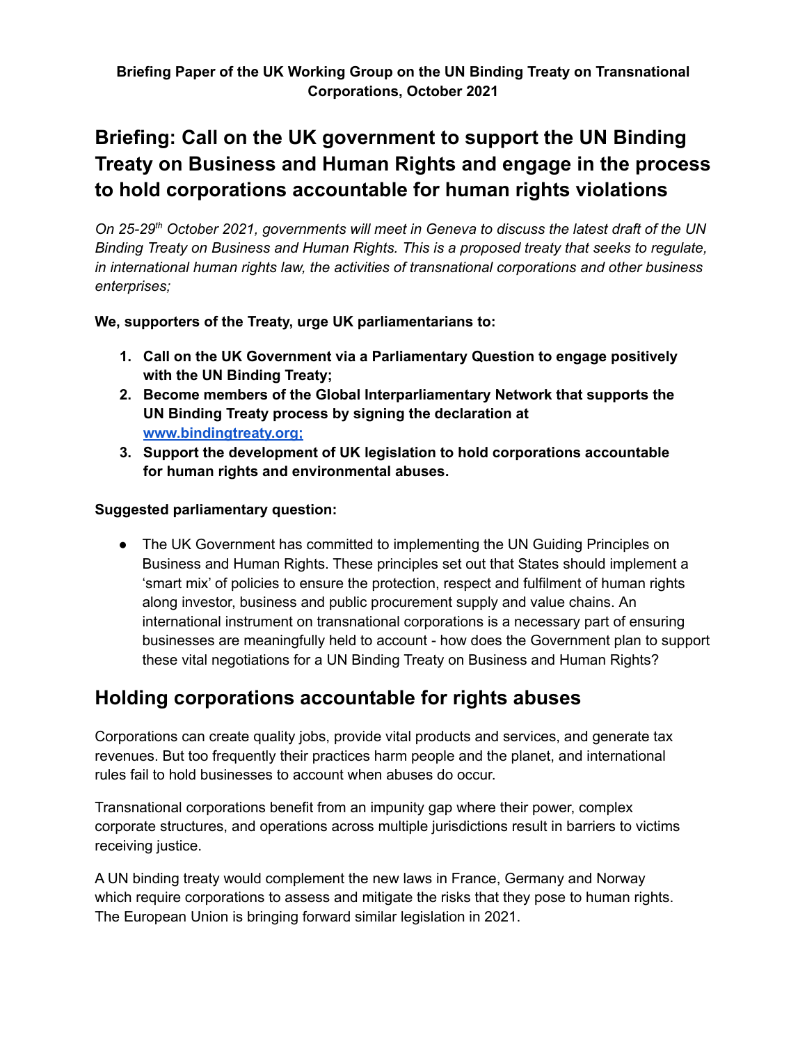**Briefing Paper of the UK Working Group on the UN Binding Treaty on Transnational Corporations, October 2021**

# Briefing: Call on the UK government to support the UN Binding Treaty on Business and Human Rights and engage in the process to hold corporations accountable for human rights violations

*On 25-29th October 2021, governments will meet in Geneva to discuss the latest draft of the UN Binding Treaty on Business and Human Rights. This is a proposed treaty that seeks to regulate, in international human rights law, the activities of transnational corporations and other business enterprises;*

**We, supporters of the Treaty, urge UK parliamentarians to:**

1. **Call on the UK Government via a Parliamentary Question to engage positively with the UN Binding Treaty;**
2. **Become members of the Global Interparliamentary Network that supports the UN Binding Treaty process by signing the declaration at [www.bindingtreaty.org;](http://www.bindingtreaty.org)**
3. **Support the development of UK legislation to hold corporations accountable for human rights and environmental abuses.**

**Suggested parliamentary question:**

- The UK Government has committed to implementing the UN Guiding Principles on Business and Human Rights. These principles set out that States should implement a 'smart mix' of policies to ensure the protection, respect and fulfilment of human rights along investor, business and public procurement supply and value chains. An international instrument on transnational corporations is a necessary part of ensuring businesses are meaningfully held to account - how does the Government plan to support these vital negotiations for a UN Binding Treaty on Business and Human Rights?

## Holding corporations accountable for rights abuses

Corporations can create quality jobs, provide vital products and services, and generate tax revenues. But too frequently their practices harm people and the planet, and international rules fail to hold businesses to account when abuses do occur.

Transnational corporations benefit from an impunity gap where their power, complex corporate structures, and operations across multiple jurisdictions result in barriers to victims receiving justice.

A UN binding treaty would complement the new laws in France, Germany and Norway which require corporations to assess and mitigate the risks that they pose to human rights. The European Union is bringing forward similar legislation in 2021.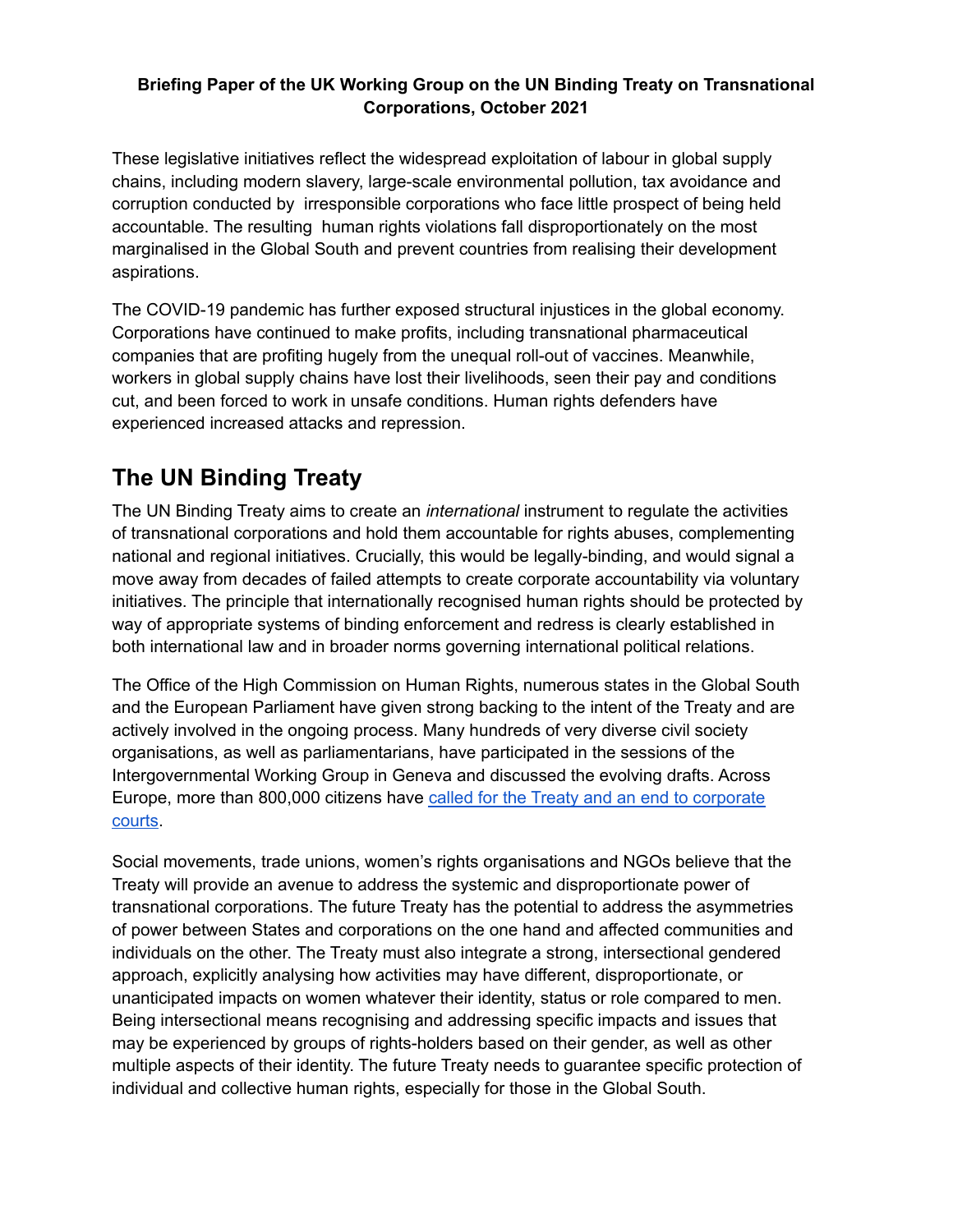**Briefing Paper of the UK Working Group on the UN Binding Treaty on Transnational Corporations, October 2021**

These legislative initiatives reflect the widespread exploitation of labour in global supply chains, including modern slavery, large-scale environmental pollution, tax avoidance and corruption conducted by irresponsible corporations who face little prospect of being held accountable. The resulting human rights violations fall disproportionately on the most marginalised in the Global South and prevent countries from realising their development aspirations.

The COVID-19 pandemic has further exposed structural injustices in the global economy. Corporations have continued to make profits, including transnational pharmaceutical companies that are profiting hugely from the unequal roll-out of vaccines. Meanwhile, workers in global supply chains have lost their livelihoods, seen their pay and conditions cut, and been forced to work in unsafe conditions. Human rights defenders have experienced increased attacks and repression.

## The UN Binding Treaty

The UN Binding Treaty aims to create an *international* instrument to regulate the activities of transnational corporations and hold them accountable for rights abuses, complementing national and regional initiatives. Crucially, this would be legally-binding, and would signal a move away from decades of failed attempts to create corporate accountability via voluntary initiatives. The principle that internationally recognised human rights should be protected by way of appropriate systems of binding enforcement and redress is clearly established in both international law and in broader norms governing international political relations.

The Office of the High Commission on Human Rights, numerous states in the Global South and the European Parliament have given strong backing to the intent of the Treaty and are actively involved in the ongoing process. Many hundreds of very diverse civil society organisations, as well as parliamentarians, have participated in the sessions of the Intergovernmental Working Group in Geneva and discussed the evolving drafts. Across Europe, more than 800,000 citizens have called for the Treaty and an end to corporate courts.

Social movements, trade unions, women's rights organisations and NGOs believe that the Treaty will provide an avenue to address the systemic and disproportionate power of transnational corporations. The future Treaty has the potential to address the asymmetries of power between States and corporations on the one hand and affected communities and individuals on the other. The Treaty must also integrate a strong, intersectional gendered approach, explicitly analysing how activities may have different, disproportionate, or unanticipated impacts on women whatever their identity, status or role compared to men. Being intersectional means recognising and addressing specific impacts and issues that may be experienced by groups of rights-holders based on their gender, as well as other multiple aspects of their identity. The future Treaty needs to guarantee specific protection of individual and collective human rights, especially for those in the Global South.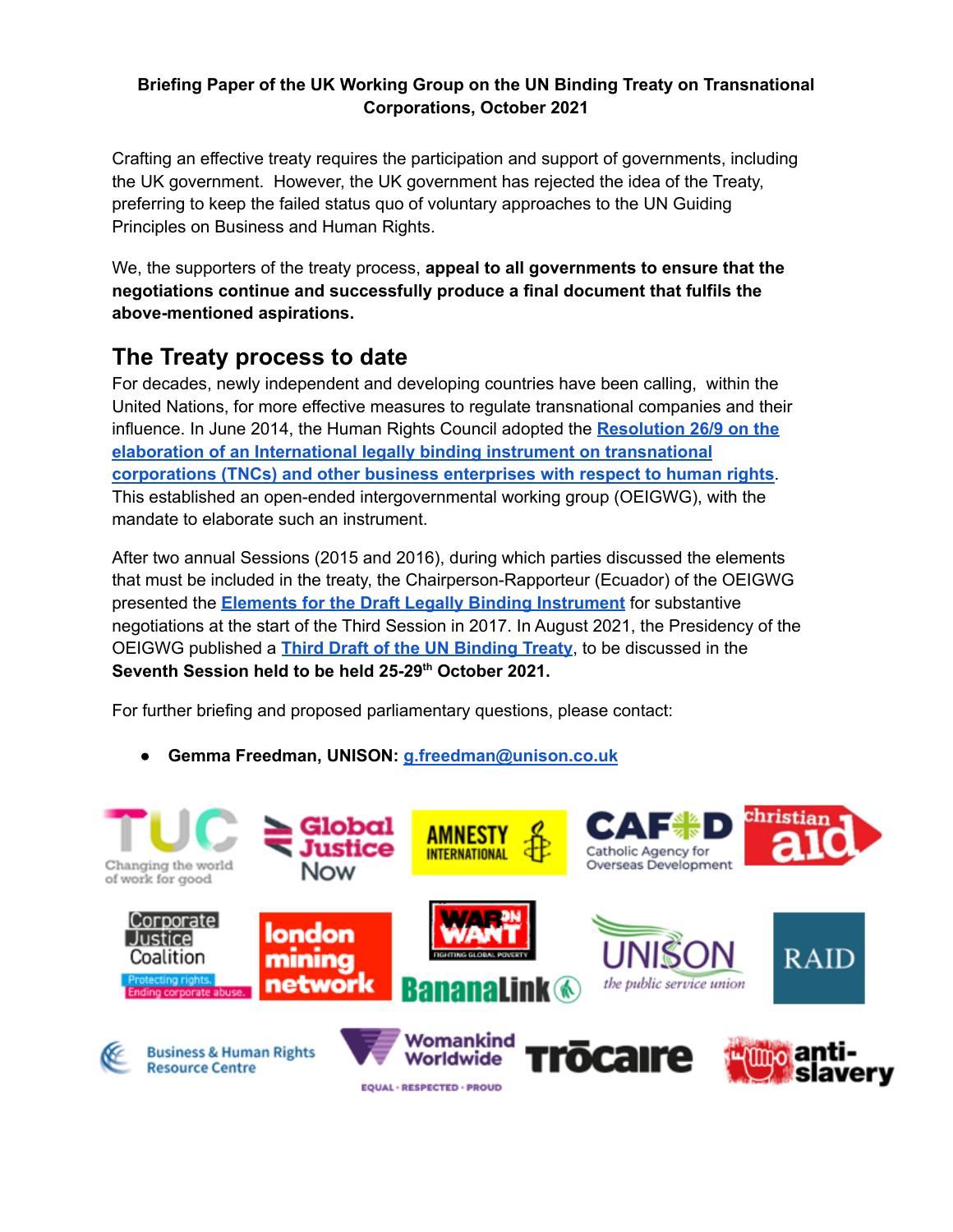**Briefing Paper of the UK Working Group on the UN Binding Treaty on Transnational Corporations, October 2021**

Crafting an effective treaty requires the participation and support of governments, including the UK government. However, the UK government has rejected the idea of the Treaty, preferring to keep the failed status quo of voluntary approaches to the UN Guiding Principles on Business and Human Rights.

We, the supporters of the treaty process, **appeal to all governments to ensure that the negotiations continue and successfully produce a final document that fulfils the above-mentioned aspirations.**

## The Treaty process to date

For decades, newly independent and developing countries have been calling, within the United Nations, for more effective measures to regulate transnational companies and their influence. In June 2014, the Human Rights Council adopted the **Resolution 26/9 on the elaboration of an International legally binding instrument on transnational corporations (TNCs) and other business enterprises with respect to human rights**. This established an open-ended intergovernmental working group (OEIGWG), with the mandate to elaborate such an instrument.

After two annual Sessions (2015 and 2016), during which parties discussed the elements that must be included in the treaty, the Chairperson-Rapporteur (Ecuador) of the OEIGWG presented the **Elements for the Draft Legally Binding Instrument** for substantive negotiations at the start of the Third Session in 2017. In August 2021, the Presidency of the OEIGWG published a **Third Draft of the UN Binding Treaty**, to be discussed in the **Seventh Session held to be held 25-29th October 2021.**

For further briefing and proposed parliamentary questions, please contact:

- **Gemma Freedman, UNISON: g.freedman@unison.co.uk**

TUC Changing the world of work for good

Global Justice Now

Amnesty International

CAFOD Catholic Agency for Overseas Development

christian aid

Corporate Justice Coalition Protecting rights. Ending corporate abuse.

london mining network

War on Want Fighting global poverty

BananaLink

UNISON the public service union

RAID

Business & Human Rights Resource Centre

Womankind Worldwide EQUAL · RESPECTED · PROUD

Trócaire

anti-slavery